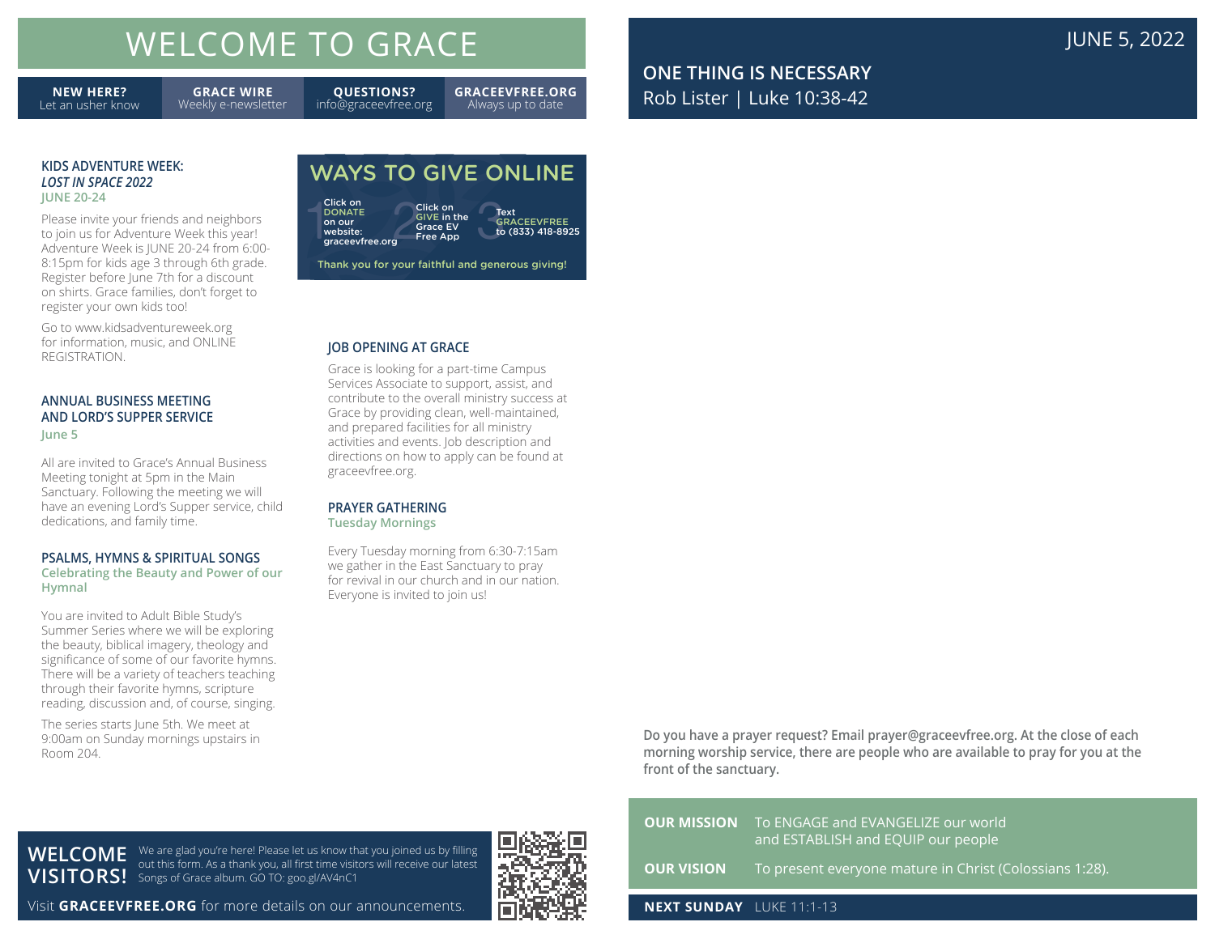# WELCOME TO GRACE

**NEW HERE?** Let an usher know | **GRACE WIRE** Weekly e-newsletter | **QUESTIONS?** info@graceevfree.org | **GRACEEVFREE.ORG** Always up to date

### KIDS ADVENTURE WEEK: *LOST IN SPACE 2022*

**JUNE 20-24**

Please invite your friends and neighbors to join us for Adventure Week this year! Adventure Week is JUNE 20-24 from 6:00-8:15pm for kids age 3 through 6th grade. Register before June 7th for a discount on shirts. Grace families, don't forget to register your own kids too!

Go to www.kidsadventureweek.org for information, music, and ONLINE REGISTRATION.

### ANNUAL BUSINESS MEETING AND LORD'S SUPPER SERVICE

**June 5**

All are invited to Grace's Annual Business Meeting tonight at 5pm in the Main Sanctuary. Following the meeting we will have an evening Lord's Supper service, child dedications, and family time.

### PSALMS, HYMNS & SPIRITUAL SONGS

**Celebrating the Beauty and Power of our Hymnal**

You are invited to Adult Bible Study's Summer Series where we will be exploring the beauty, biblical imagery, theology and significance of some of our favorite hymns. There will be a variety of teachers teaching through their favorite hymns, scripture reading, discussion and, of course, singing.

The series starts June 5th. We meet at 9:00am on Sunday mornings upstairs in Room 204.

### WAYS TO GIVE ONLINE

1. Click on DONATE on our website: graceevfree.org
2. Click on GIVE in the Grace EV Free App
3. Text GRACEEVFREE to (833) 418-8925

Thank you for your faithful and generous giving!

### JOB OPENING AT GRACE

Grace is looking for a part-time Campus Services Associate to support, assist, and contribute to the overall ministry success at Grace by providing clean, well-maintained, and prepared facilities for all ministry activities and events. Job description and directions on how to apply can be found at graceevfree.org.

### PRAYER GATHERING

**Tuesday Mornings**

Every Tuesday morning from 6:30-7:15am we gather in the East Sanctuary to pray for revival in our church and in our nation. Everyone is invited to join us!

## WELCOME VISITORS!

We are glad you're here! Please let us know that you joined us by filling out this form. As a thank you, all first time visitors will receive our latest Songs of Grace album. GO TO: goo.gl/AV4nC1

Visit **GRACEEVFREE.ORG** for more details on our announcements.

JUNE 5, 2022

## ONE THING IS NECESSARY

Rob Lister | Luke 10:38-42

**Do you have a prayer request? Email prayer@graceevfree.org. At the close of each morning worship service, there are people who are available to pray for you at the front of the sanctuary.**

**OUR MISSION** To ENGAGE and EVANGELIZE our world and ESTABLISH and EQUIP our people

**OUR VISION** To present everyone mature in Christ (Colossians 1:28).

**NEXT SUNDAY** LUKE 11:1-13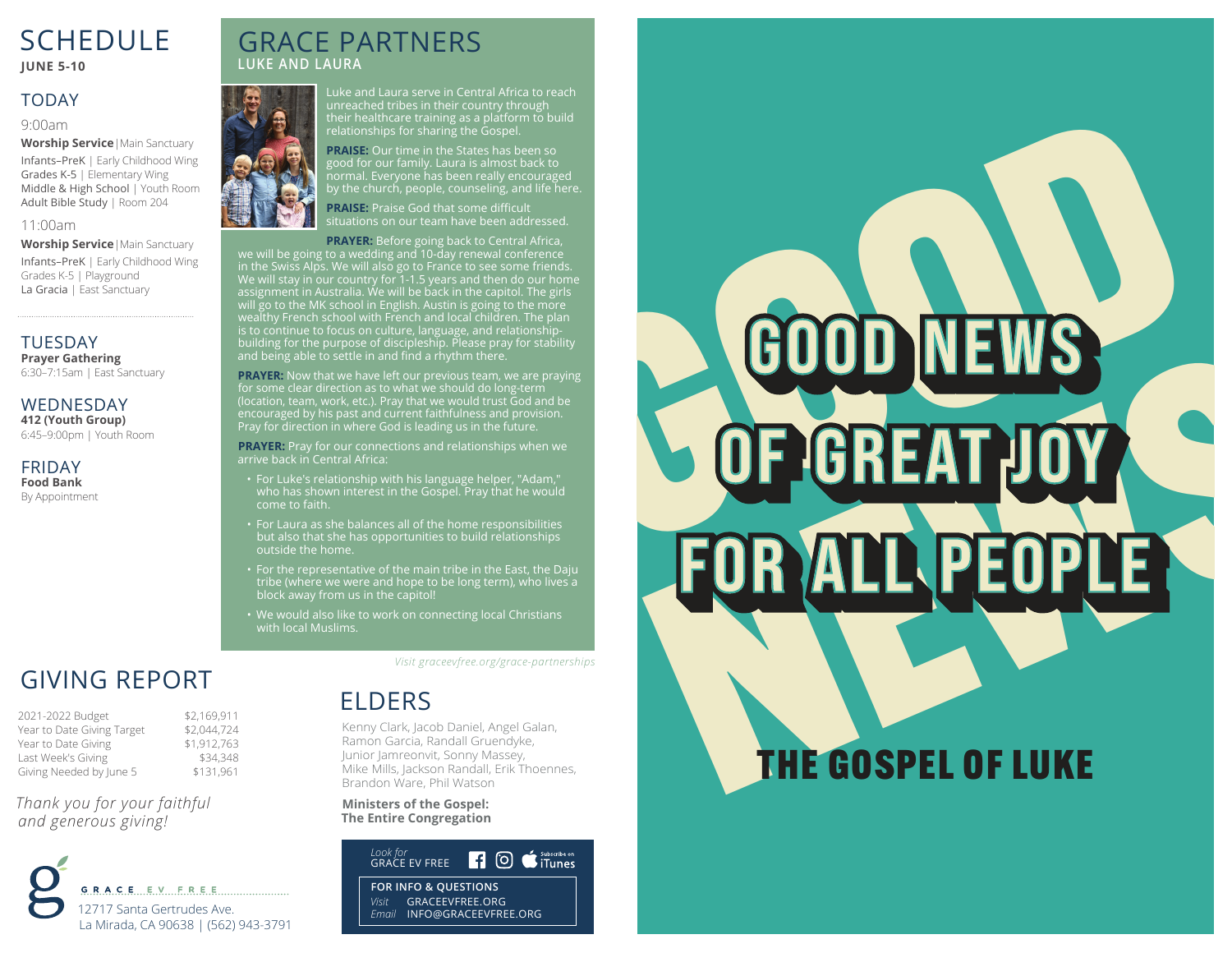# SCHEDULE

**JUNE 5-10**

## TODAY

9:00am

**Worship Service** | Main Sanctuary
Infants–PreK | Early Childhood Wing
Grades K-5 | Elementary Wing
Middle & High School | Youth Room
Adult Bible Study | Room 204

11:00am

**Worship Service** | Main Sanctuary
Infants–PreK | Early Childhood Wing
Grades K-5 | Playground
La Gracia | East Sanctuary

## TUESDAY

**Prayer Gathering**
6:30–7:15am | East Sanctuary

## WEDNESDAY

**412 (Youth Group)**
6:45–9:00pm | Youth Room

## FRIDAY

**Food Bank**
By Appointment

# GRACE PARTNERS

**LUKE AND LAURA**

Luke and Laura serve in Central Africa to reach unreached tribes in their country through their healthcare training as a platform to build relationships for sharing the Gospel.

**PRAISE:** Our time in the States has been so good for our family. Laura is almost back to normal. Everyone has been really encouraged by the church, people, counseling, and life here.

**PRAISE:** Praise God that some difficult situations on our team have been addressed.

**PRAYER:** Before going back to Central Africa, we will be going to a wedding and 10-day renewal conference in the Swiss Alps. We will also go to France to see some friends. We will stay in our country for 1-1.5 years and then do our home assignment in Australia. We will be back in the capitol. The girls will go to the MK school in English. Austin is going to the more wealthy French school with French and local children. The plan is to continue to focus on culture, language, and relationship-building for the purpose of discipleship. Please pray for stability and being able to settle in and find a rhythm there.

**PRAYER:** Now that we have left our previous team, we are praying for some clear direction as to what we should do long-term (location, team, work, etc.). Pray that we would trust God and be encouraged by his past and current faithfulness and provision. Pray for direction in where God is leading us in the future.

**PRAYER:** Pray for our connections and relationships when we arrive back in Central Africa:

- For Luke's relationship with his language helper, "Adam," who has shown interest in the Gospel. Pray that he would come to faith.
- For Laura as she balances all of the home responsibilities but also that she has opportunities to build relationships outside the home.
- For the representative of the main tribe in the East, the Daju tribe (where we were and hope to be long term), who lives a block away from us in the capitol!
- We would also like to work on connecting local Christians with local Muslims.

*Visit graceevfree.org/grace-partnerships*

# GIVING REPORT

| | |
|---|---|
| 2021-2022 Budget | $2,169,911 |
| Year to Date Giving Target | $2,044,724 |
| Year to Date Giving | $1,912,763 |
| Last Week's Giving | $34,348 |
| Giving Needed by June 5 | $131,961 |

*Thank you for your faithful and generous giving!*

GRACE EV FREE
12717 Santa Gertrudes Ave.
La Mirada, CA 90638 | (562) 943-3791

# ELDERS

Kenny Clark, Jacob Daniel, Angel Galan, Ramon Garcia, Randall Gruendyke, Junior Jamreonvit, Sonny Massey, Mike Mills, Jackson Randall, Erik Thoennes, Brandon Ware, Phil Watson

**Ministers of the Gospel:**
**The Entire Congregation**

*Look for* GRACE EV FREE

**FOR INFO & QUESTIONS**
*Visit* GRACEEVFREE.ORG
*Email* INFO@GRACEEVFREE.ORG

# GOOD NEWS OF GREAT JOY FOR ALL PEOPLE

## THE GOSPEL OF LUKE